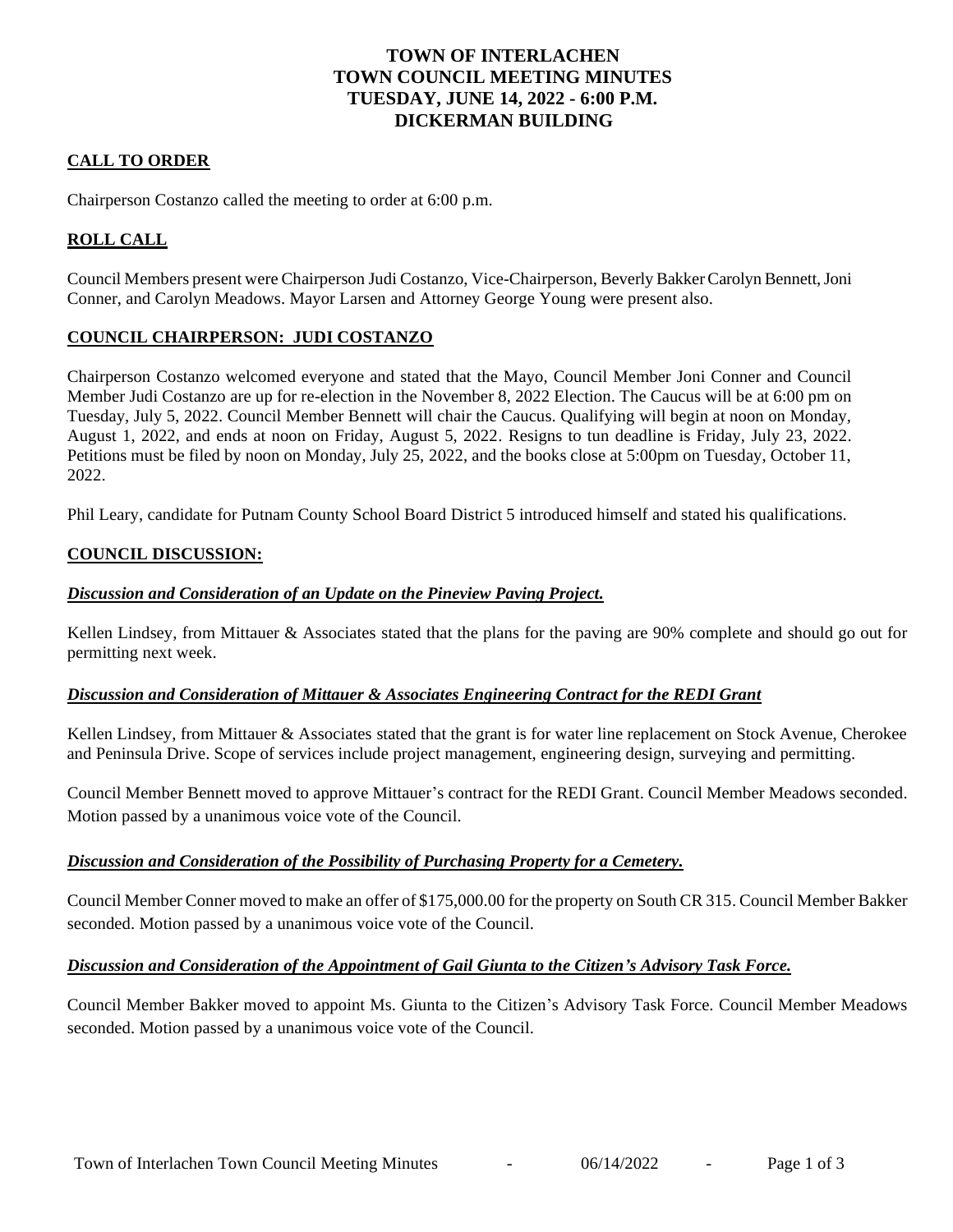# TOWN OF INTERLACHEN
# TOWN COUNCIL MEETING MINUTES
# TUESDAY, JUNE 14, 2022 - 6:00 P.M.
# DICKERMAN BUILDING

## CALL TO ORDER

Chairperson Costanzo called the meeting to order at 6:00 p.m.

## ROLL CALL

Council Members present were Chairperson Judi Costanzo, Vice-Chairperson, Beverly Bakker Carolyn Bennett, Joni Conner, and Carolyn Meadows. Mayor Larsen and Attorney George Young were present also.

## COUNCIL CHAIRPERSON: JUDI COSTANZO

Chairperson Costanzo welcomed everyone and stated that the Mayo, Council Member Joni Conner and Council Member Judi Costanzo are up for re-election in the November 8, 2022 Election. The Caucus will be at 6:00 pm on Tuesday, July 5, 2022. Council Member Bennett will chair the Caucus. Qualifying will begin at noon on Monday, August 1, 2022, and ends at noon on Friday, August 5, 2022. Resigns to tun deadline is Friday, July 23, 2022. Petitions must be filed by noon on Monday, July 25, 2022, and the books close at 5:00pm on Tuesday, October 11, 2022.

Phil Leary, candidate for Putnam County School Board District 5 introduced himself and stated his qualifications.

## COUNCIL DISCUSSION:

### *Discussion and Consideration of an Update on the Pineview Paving Project.*

Kellen Lindsey, from Mittauer & Associates stated that the plans for the paving are 90% complete and should go out for permitting next week.

### *Discussion and Consideration of Mittauer & Associates Engineering Contract for the REDI Grant*

Kellen Lindsey, from Mittauer & Associates stated that the grant is for water line replacement on Stock Avenue, Cherokee and Peninsula Drive. Scope of services include project management, engineering design, surveying and permitting.

Council Member Bennett moved to approve Mittauer's contract for the REDI Grant. Council Member Meadows seconded. Motion passed by a unanimous voice vote of the Council.

### *Discussion and Consideration of the Possibility of Purchasing Property for a Cemetery.*

Council Member Conner moved to make an offer of $175,000.00 for the property on South CR 315. Council Member Bakker seconded. Motion passed by a unanimous voice vote of the Council.

### *Discussion and Consideration of the Appointment of Gail Giunta to the Citizen's Advisory Task Force.*

Council Member Bakker moved to appoint Ms. Giunta to the Citizen's Advisory Task Force. Council Member Meadows seconded. Motion passed by a unanimous voice vote of the Council.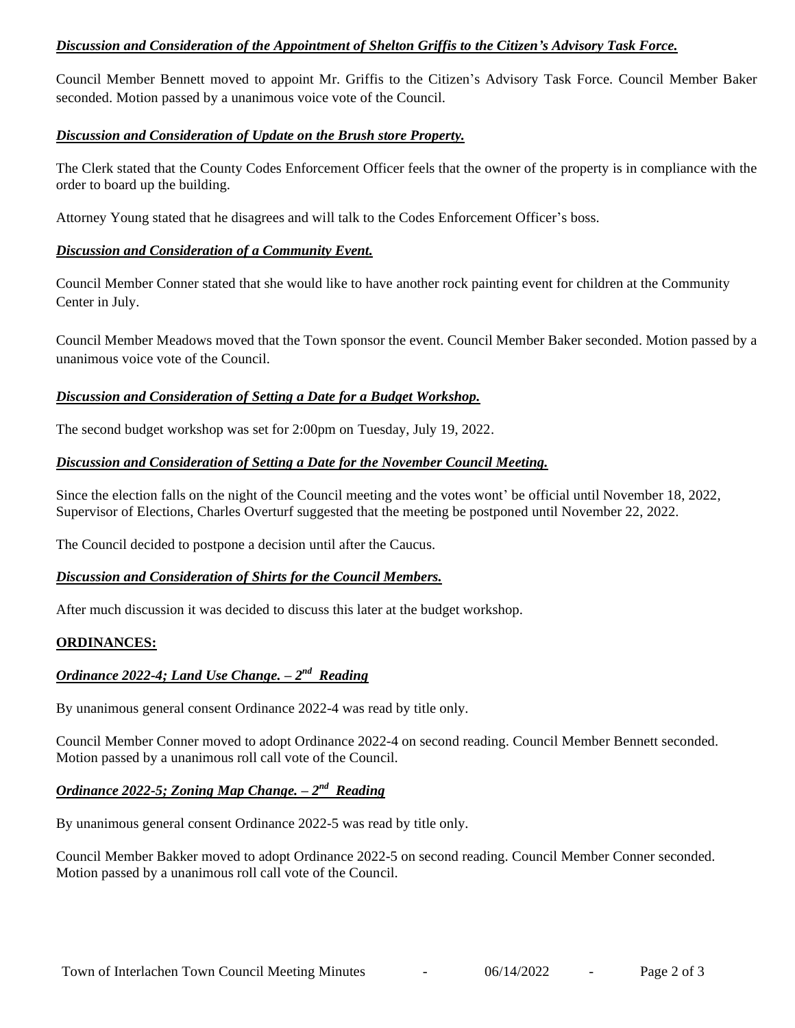***Discussion and Consideration of the Appointment of Shelton Griffis to the Citizen's Advisory Task Force.***

Council Member Bennett moved to appoint Mr. Griffis to the Citizen's Advisory Task Force. Council Member Baker seconded. Motion passed by a unanimous voice vote of the Council.

***Discussion and Consideration of Update on the Brush store Property.***

The Clerk stated that the County Codes Enforcement Officer feels that the owner of the property is in compliance with the order to board up the building.

Attorney Young stated that he disagrees and will talk to the Codes Enforcement Officer's boss.

***Discussion and Consideration of a Community Event.***

Council Member Conner stated that she would like to have another rock painting event for children at the Community Center in July.

Council Member Meadows moved that the Town sponsor the event. Council Member Baker seconded. Motion passed by a unanimous voice vote of the Council.

***Discussion and Consideration of Setting a Date for a Budget Workshop.***

The second budget workshop was set for 2:00pm on Tuesday, July 19, 2022.

***Discussion and Consideration of Setting a Date for the November Council Meeting.***

Since the election falls on the night of the Council meeting and the votes wont' be official until November 18, 2022, Supervisor of Elections, Charles Overturf suggested that the meeting be postponed until November 22, 2022.

The Council decided to postpone a decision until after the Caucus.

***Discussion and Consideration of Shirts for the Council Members.***

After much discussion it was decided to discuss this later at the budget workshop.

**ORDINANCES:**

***Ordinance 2022-4; Land Use Change. – 2nd Reading***

By unanimous general consent Ordinance 2022-4 was read by title only.

Council Member Conner moved to adopt Ordinance 2022-4 on second reading. Council Member Bennett seconded. Motion passed by a unanimous roll call vote of the Council.

***Ordinance 2022-5; Zoning Map Change. – 2nd Reading***

By unanimous general consent Ordinance 2022-5 was read by title only.

Council Member Bakker moved to adopt Ordinance 2022-5 on second reading. Council Member Conner seconded. Motion passed by a unanimous roll call vote of the Council.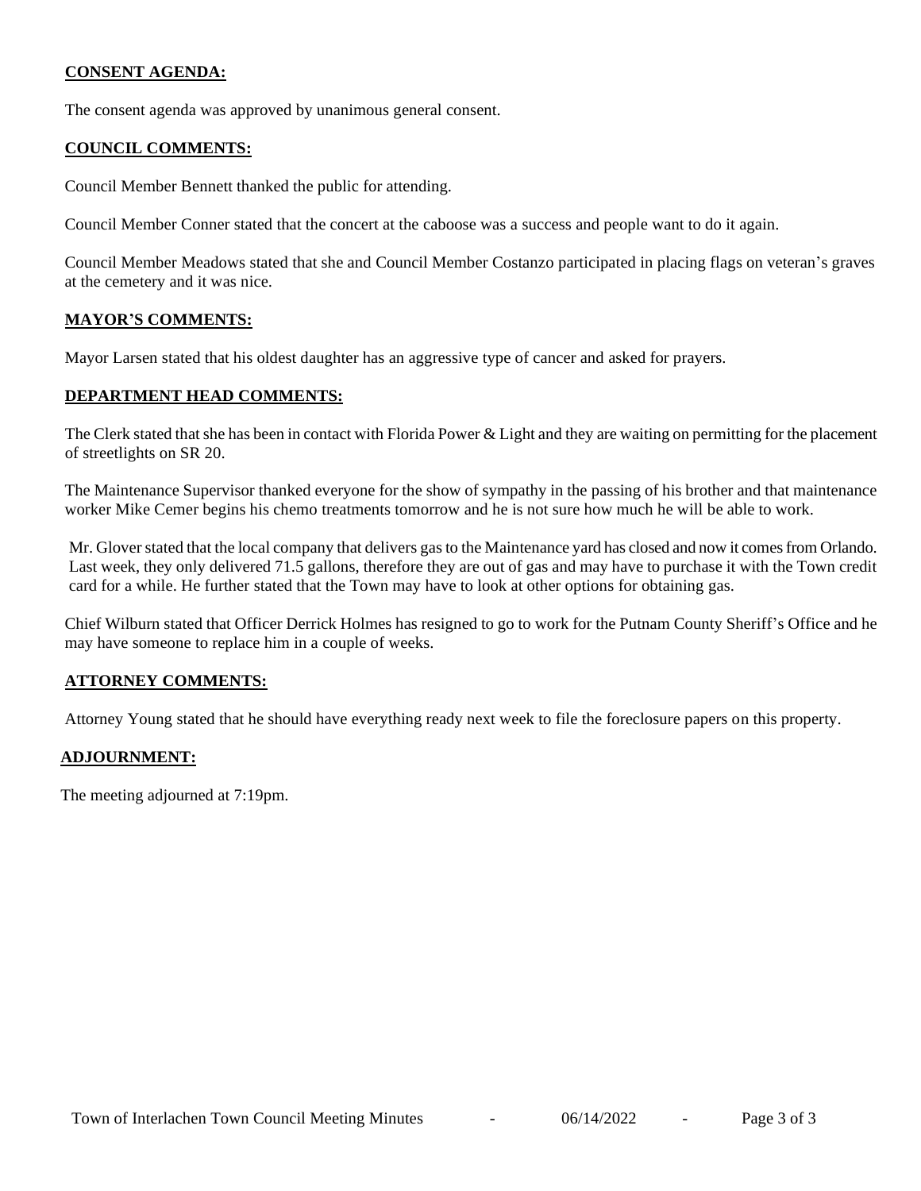**CONSENT AGENDA:**

The consent agenda was approved by unanimous general consent.

**COUNCIL COMMENTS:**

Council Member Bennett thanked the public for attending.

Council Member Conner stated that the concert at the caboose was a success and people want to do it again.

Council Member Meadows stated that she and Council Member Costanzo participated in placing flags on veteran's graves at the cemetery and it was nice.

**MAYOR'S COMMENTS:**

Mayor Larsen stated that his oldest daughter has an aggressive type of cancer and asked for prayers.

**DEPARTMENT HEAD COMMENTS:**

The Clerk stated that she has been in contact with Florida Power & Light and they are waiting on permitting for the placement of streetlights on SR 20.

The Maintenance Supervisor thanked everyone for the show of sympathy in the passing of his brother and that maintenance worker Mike Cemer begins his chemo treatments tomorrow and he is not sure how much he will be able to work.

Mr. Glover stated that the local company that delivers gas to the Maintenance yard has closed and now it comes from Orlando. Last week, they only delivered 71.5 gallons, therefore they are out of gas and may have to purchase it with the Town credit card for a while. He further stated that the Town may have to look at other options for obtaining gas.

Chief Wilburn stated that Officer Derrick Holmes has resigned to go to work for the Putnam County Sheriff's Office and he may have someone to replace him in a couple of weeks.

**ATTORNEY COMMENTS:**

Attorney Young stated that he should have everything ready next week to file the foreclosure papers on this property.

**ADJOURNMENT:**

The meeting adjourned at 7:19pm.